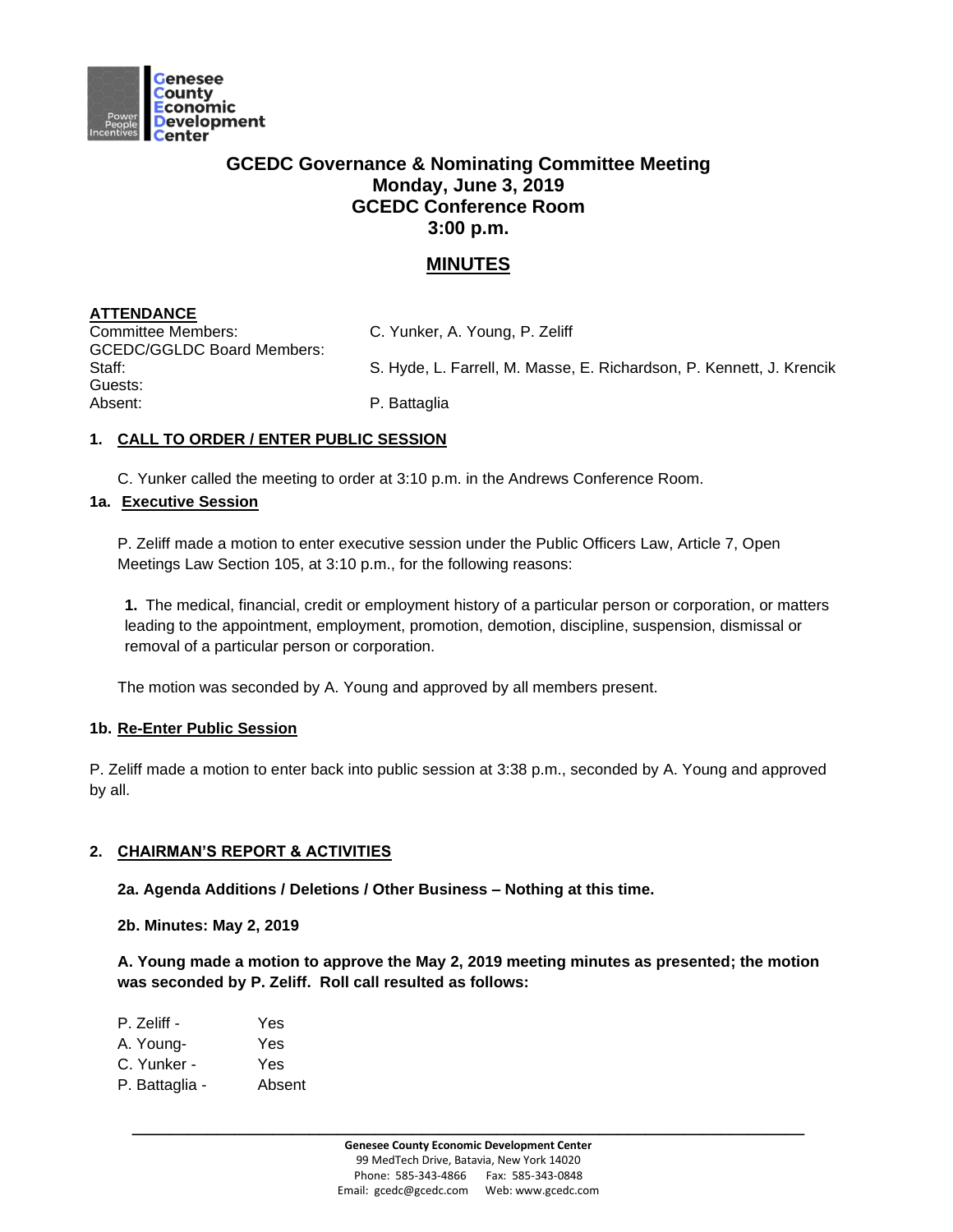# GCEDC Governance & Nominating Committee Meeting
## Monday, June 3, 2019
## GCEDC Conference Room
## 3:00 p.m.

## MINUTES

**ATTENDANCE**

| | |
|---|---|
| Committee Members: | C. Yunker, A. Young, P. Zeliff |
| GCEDC/GGLDC Board Members: | |
| Staff: | S. Hyde, L. Farrell, M. Masse, E. Richardson, P. Kennett, J. Krencik |
| Guests: | |
| Absent: | P. Battaglia |

**1. CALL TO ORDER / ENTER PUBLIC SESSION**

C. Yunker called the meeting to order at 3:10 p.m. in the Andrews Conference Room.

**1a. Executive Session**

P. Zeliff made a motion to enter executive session under the Public Officers Law, Article 7, Open Meetings Law Section 105, at 3:10 p.m., for the following reasons:

**1.** The medical, financial, credit or employment history of a particular person or corporation, or matters leading to the appointment, employment, promotion, demotion, discipline, suspension, dismissal or removal of a particular person or corporation.

The motion was seconded by A. Young and approved by all members present.

**1b. Re-Enter Public Session**

P. Zeliff made a motion to enter back into public session at 3:38 p.m., seconded by A. Young and approved by all.

**2. CHAIRMAN'S REPORT & ACTIVITIES**

**2a. Agenda Additions / Deletions / Other Business – Nothing at this time.**

**2b. Minutes: May 2, 2019**

**A. Young made a motion to approve the May 2, 2019 meeting minutes as presented; the motion was seconded by P. Zeliff. Roll call resulted as follows:**

P. Zeliff - Yes
A. Young- Yes
C. Yunker - Yes
P. Battaglia - Absent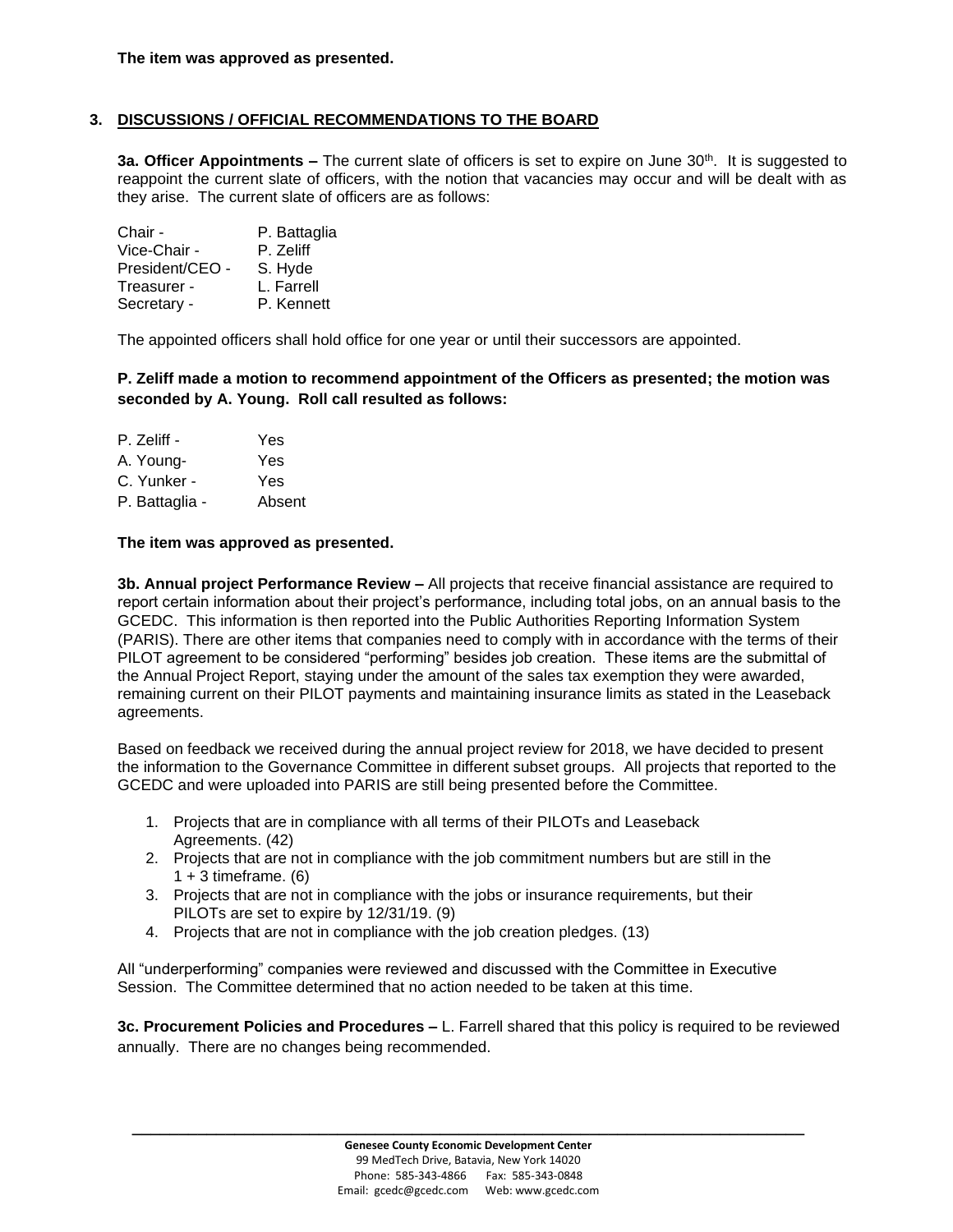**The item was approved as presented.**

## 3. DISCUSSIONS / OFFICIAL RECOMMENDATIONS TO THE BOARD

**3a. Officer Appointments –** The current slate of officers is set to expire on June 30th. It is suggested to reappoint the current slate of officers, with the notion that vacancies may occur and will be dealt with as they arise. The current slate of officers are as follows:

Chair - P. Battaglia
Vice-Chair - P. Zeliff
President/CEO - S. Hyde
Treasurer - L. Farrell
Secretary - P. Kennett

The appointed officers shall hold office for one year or until their successors are appointed.

**P. Zeliff made a motion to recommend appointment of the Officers as presented; the motion was seconded by A. Young. Roll call resulted as follows:**

P. Zeliff - Yes
A. Young- Yes
C. Yunker - Yes
P. Battaglia - Absent

**The item was approved as presented.**

**3b. Annual project Performance Review –** All projects that receive financial assistance are required to report certain information about their project's performance, including total jobs, on an annual basis to the GCEDC. This information is then reported into the Public Authorities Reporting Information System (PARIS). There are other items that companies need to comply with in accordance with the terms of their PILOT agreement to be considered "performing" besides job creation. These items are the submittal of the Annual Project Report, staying under the amount of the sales tax exemption they were awarded, remaining current on their PILOT payments and maintaining insurance limits as stated in the Leaseback agreements.

Based on feedback we received during the annual project review for 2018, we have decided to present the information to the Governance Committee in different subset groups. All projects that reported to the GCEDC and were uploaded into PARIS are still being presented before the Committee.

1. Projects that are in compliance with all terms of their PILOTs and Leaseback Agreements. (42)
2. Projects that are not in compliance with the job commitment numbers but are still in the 1 + 3 timeframe. (6)
3. Projects that are not in compliance with the jobs or insurance requirements, but their PILOTs are set to expire by 12/31/19. (9)
4. Projects that are not in compliance with the job creation pledges. (13)

All "underperforming" companies were reviewed and discussed with the Committee in Executive Session. The Committee determined that no action needed to be taken at this time.

**3c. Procurement Policies and Procedures –** L. Farrell shared that this policy is required to be reviewed annually. There are no changes being recommended.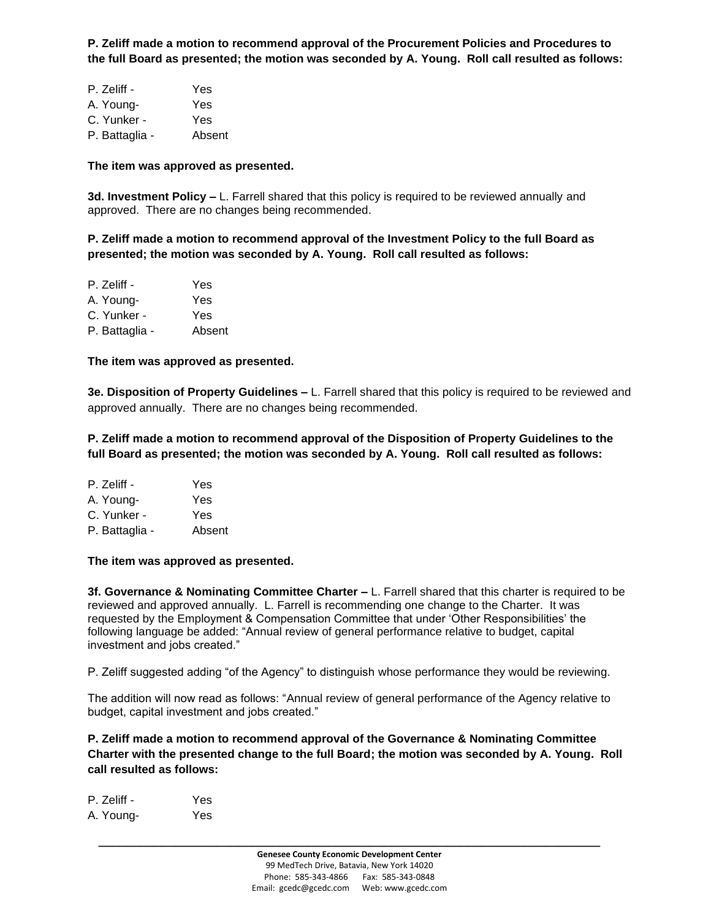**P. Zeliff made a motion to recommend approval of the Procurement Policies and Procedures to the full Board as presented; the motion was seconded by A. Young. Roll call resulted as follows:**

P. Zeliff - Yes
A. Young- Yes
C. Yunker - Yes
P. Battaglia - Absent

**The item was approved as presented.**

**3d. Investment Policy –** L. Farrell shared that this policy is required to be reviewed annually and approved. There are no changes being recommended.

**P. Zeliff made a motion to recommend approval of the Investment Policy to the full Board as presented; the motion was seconded by A. Young. Roll call resulted as follows:**

P. Zeliff - Yes
A. Young- Yes
C. Yunker - Yes
P. Battaglia - Absent

**The item was approved as presented.**

**3e. Disposition of Property Guidelines –** L. Farrell shared that this policy is required to be reviewed and approved annually. There are no changes being recommended.

**P. Zeliff made a motion to recommend approval of the Disposition of Property Guidelines to the full Board as presented; the motion was seconded by A. Young. Roll call resulted as follows:**

P. Zeliff - Yes
A. Young- Yes
C. Yunker - Yes
P. Battaglia - Absent

**The item was approved as presented.**

**3f. Governance & Nominating Committee Charter –** L. Farrell shared that this charter is required to be reviewed and approved annually. L. Farrell is recommending one change to the Charter. It was requested by the Employment & Compensation Committee that under 'Other Responsibilities' the following language be added: "Annual review of general performance relative to budget, capital investment and jobs created."

P. Zeliff suggested adding "of the Agency" to distinguish whose performance they would be reviewing.

The addition will now read as follows: "Annual review of general performance of the Agency relative to budget, capital investment and jobs created."

**P. Zeliff made a motion to recommend approval of the Governance & Nominating Committee Charter with the presented change to the full Board; the motion was seconded by A. Young. Roll call resulted as follows:**

P. Zeliff - Yes
A. Young- Yes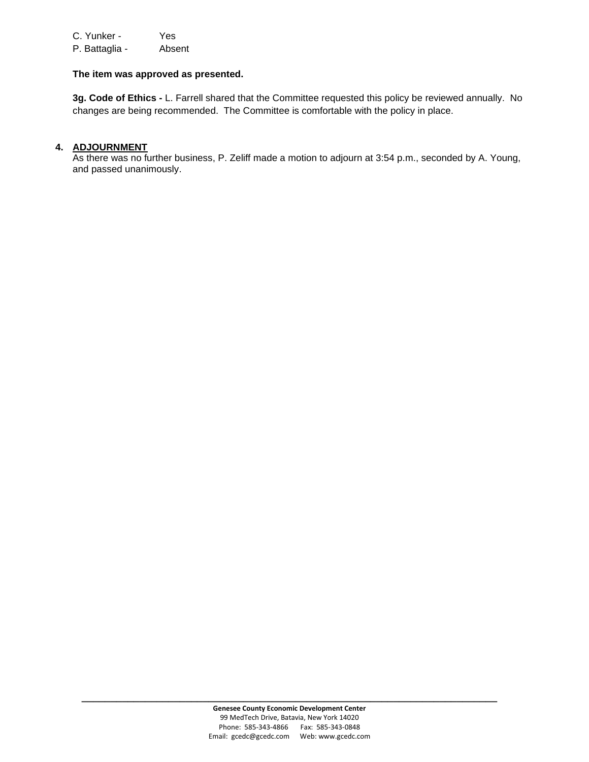C. Yunker - Yes
P. Battaglia - Absent

**The item was approved as presented.**

**3g. Code of Ethics -** L. Farrell shared that the Committee requested this policy be reviewed annually. No changes are being recommended. The Committee is comfortable with the policy in place.

**4. ADJOURNMENT**

As there was no further business, P. Zeliff made a motion to adjourn at 3:54 p.m., seconded by A. Young, and passed unanimously.